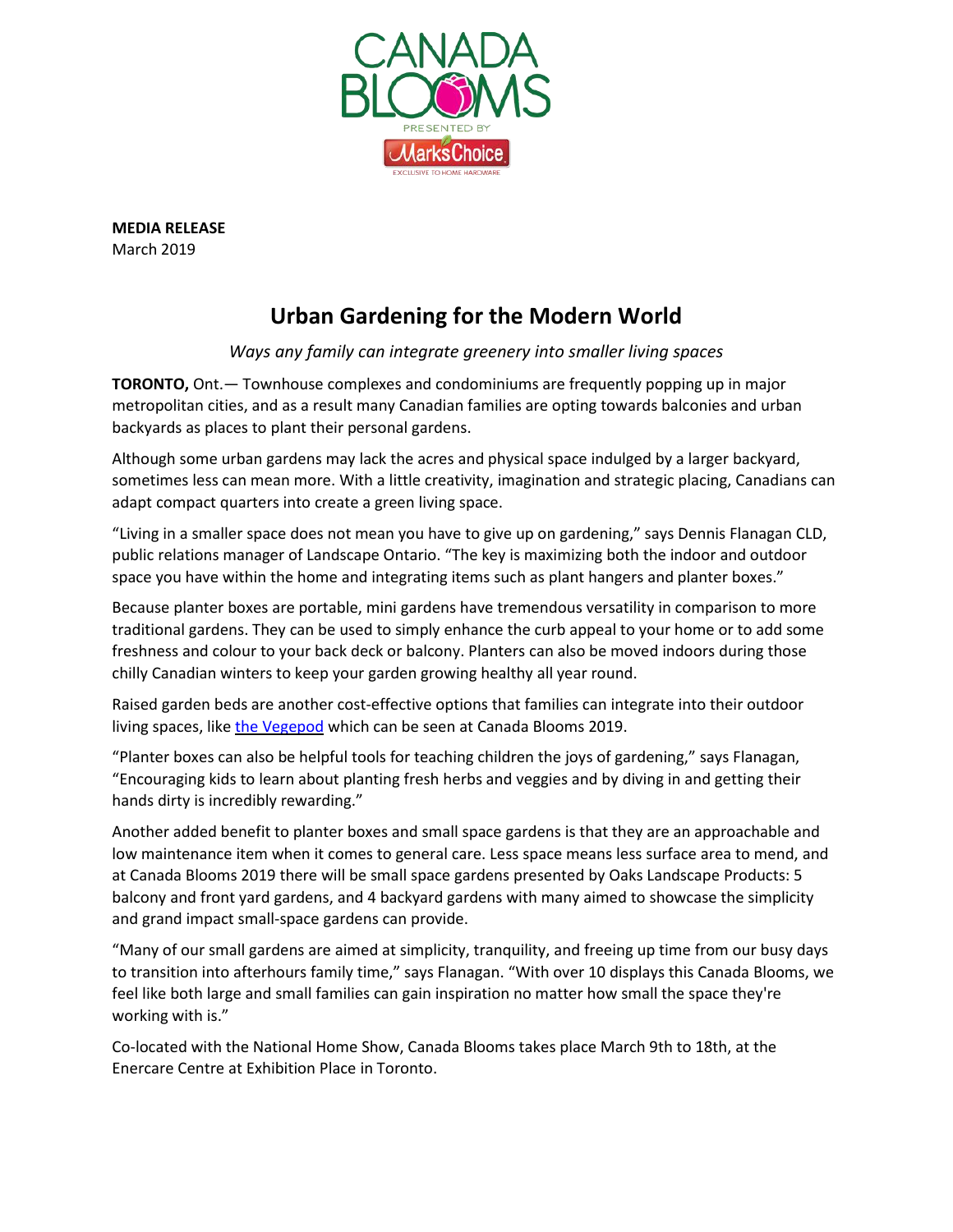**MEDIA RELEASE**
March 2019

# Urban Gardening for the Modern World

*Ways any family can integrate greenery into smaller living spaces*

**TORONTO,** Ont.— Townhouse complexes and condominiums are frequently popping up in major metropolitan cities, and as a result many Canadian families are opting towards balconies and urban backyards as places to plant their personal gardens.

Although some urban gardens may lack the acres and physical space indulged by a larger backyard, sometimes less can mean more. With a little creativity, imagination and strategic placing, Canadians can adapt compact quarters into create a green living space.

"Living in a smaller space does not mean you have to give up on gardening," says Dennis Flanagan CLD, public relations manager of Landscape Ontario. "The key is maximizing both the indoor and outdoor space you have within the home and integrating items such as plant hangers and planter boxes."

Because planter boxes are portable, mini gardens have tremendous versatility in comparison to more traditional gardens. They can be used to simply enhance the curb appeal to your home or to add some freshness and colour to your back deck or balcony. Planters can also be moved indoors during those chilly Canadian winters to keep your garden growing healthy all year round.

Raised garden beds are another cost-effective options that families can integrate into their outdoor living spaces, like the Vegepod which can be seen at Canada Blooms 2019.

"Planter boxes can also be helpful tools for teaching children the joys of gardening," says Flanagan, "Encouraging kids to learn about planting fresh herbs and veggies and by diving in and getting their hands dirty is incredibly rewarding."

Another added benefit to planter boxes and small space gardens is that they are an approachable and low maintenance item when it comes to general care. Less space means less surface area to mend, and at Canada Blooms 2019 there will be small space gardens presented by Oaks Landscape Products: 5 balcony and front yard gardens, and 4 backyard gardens with many aimed to showcase the simplicity and grand impact small-space gardens can provide.

"Many of our small gardens are aimed at simplicity, tranquility, and freeing up time from our busy days to transition into afterhours family time," says Flanagan. "With over 10 displays this Canada Blooms, we feel like both large and small families can gain inspiration no matter how small the space they're working with is."

Co-located with the National Home Show, Canada Blooms takes place March 9th to 18th, at the Enercare Centre at Exhibition Place in Toronto.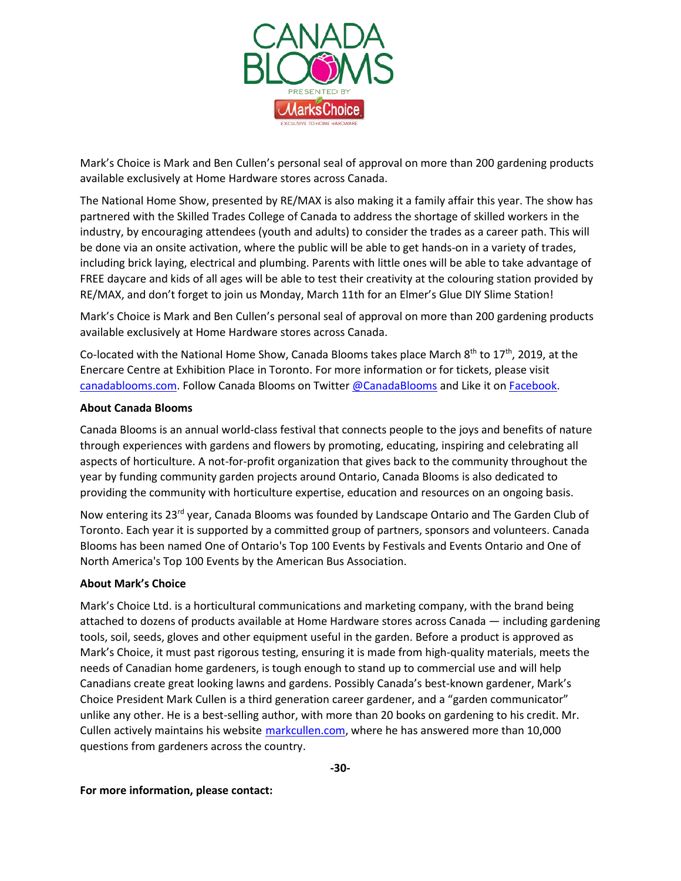CANADA BLOOMS

PRESENTED BY

Mark's Choice

EXCLUSIVE TO HOME HARDWARE

Mark's Choice is Mark and Ben Cullen's personal seal of approval on more than 200 gardening products available exclusively at Home Hardware stores across Canada.

The National Home Show, presented by RE/MAX is also making it a family affair this year. The show has partnered with the Skilled Trades College of Canada to address the shortage of skilled workers in the industry, by encouraging attendees (youth and adults) to consider the trades as a career path. This will be done via an onsite activation, where the public will be able to get hands-on in a variety of trades, including brick laying, electrical and plumbing. Parents with little ones will be able to take advantage of FREE daycare and kids of all ages will be able to test their creativity at the colouring station provided by RE/MAX, and don't forget to join us Monday, March 11th for an Elmer's Glue DIY Slime Station!

Mark's Choice is Mark and Ben Cullen's personal seal of approval on more than 200 gardening products available exclusively at Home Hardware stores across Canada.

Co-located with the National Home Show, Canada Blooms takes place March 8th to 17th, 2019, at the Enercare Centre at Exhibition Place in Toronto. For more information or for tickets, please visit canadablooms.com. Follow Canada Blooms on Twitter @CanadaBlooms and Like it on Facebook.

**About Canada Blooms**

Canada Blooms is an annual world-class festival that connects people to the joys and benefits of nature through experiences with gardens and flowers by promoting, educating, inspiring and celebrating all aspects of horticulture. A not-for-profit organization that gives back to the community throughout the year by funding community garden projects around Ontario, Canada Blooms is also dedicated to providing the community with horticulture expertise, education and resources on an ongoing basis.

Now entering its 23rd year, Canada Blooms was founded by Landscape Ontario and The Garden Club of Toronto. Each year it is supported by a committed group of partners, sponsors and volunteers. Canada Blooms has been named One of Ontario's Top 100 Events by Festivals and Events Ontario and One of North America's Top 100 Events by the American Bus Association.

**About Mark's Choice**

Mark's Choice Ltd. is a horticultural communications and marketing company, with the brand being attached to dozens of products available at Home Hardware stores across Canada — including gardening tools, soil, seeds, gloves and other equipment useful in the garden. Before a product is approved as Mark's Choice, it must past rigorous testing, ensuring it is made from high-quality materials, meets the needs of Canadian home gardeners, is tough enough to stand up to commercial use and will help Canadians create great looking lawns and gardens. Possibly Canada's best-known gardener, Mark's Choice President Mark Cullen is a third generation career gardener, and a "garden communicator" unlike any other. He is a best-selling author, with more than 20 books on gardening to his credit. Mr. Cullen actively maintains his website markcullen.com, where he has answered more than 10,000 questions from gardeners across the country.

**-30-**

**For more information, please contact:**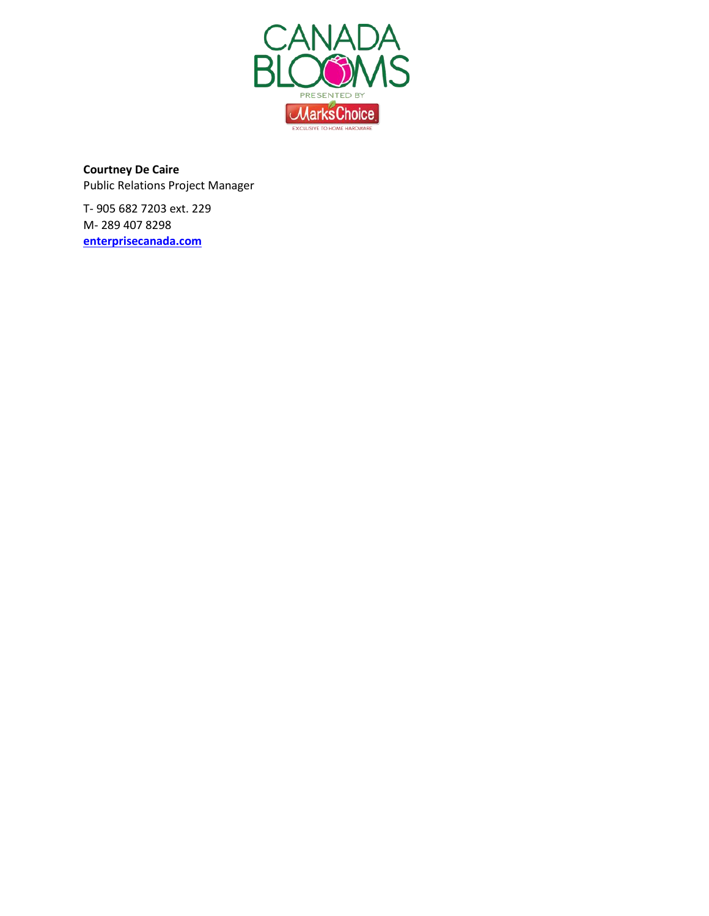**Courtney De Caire**
Public Relations Project Manager

T- 905 682 7203 ext. 229
M- 289 407 8298
**enterprisecanada.com**